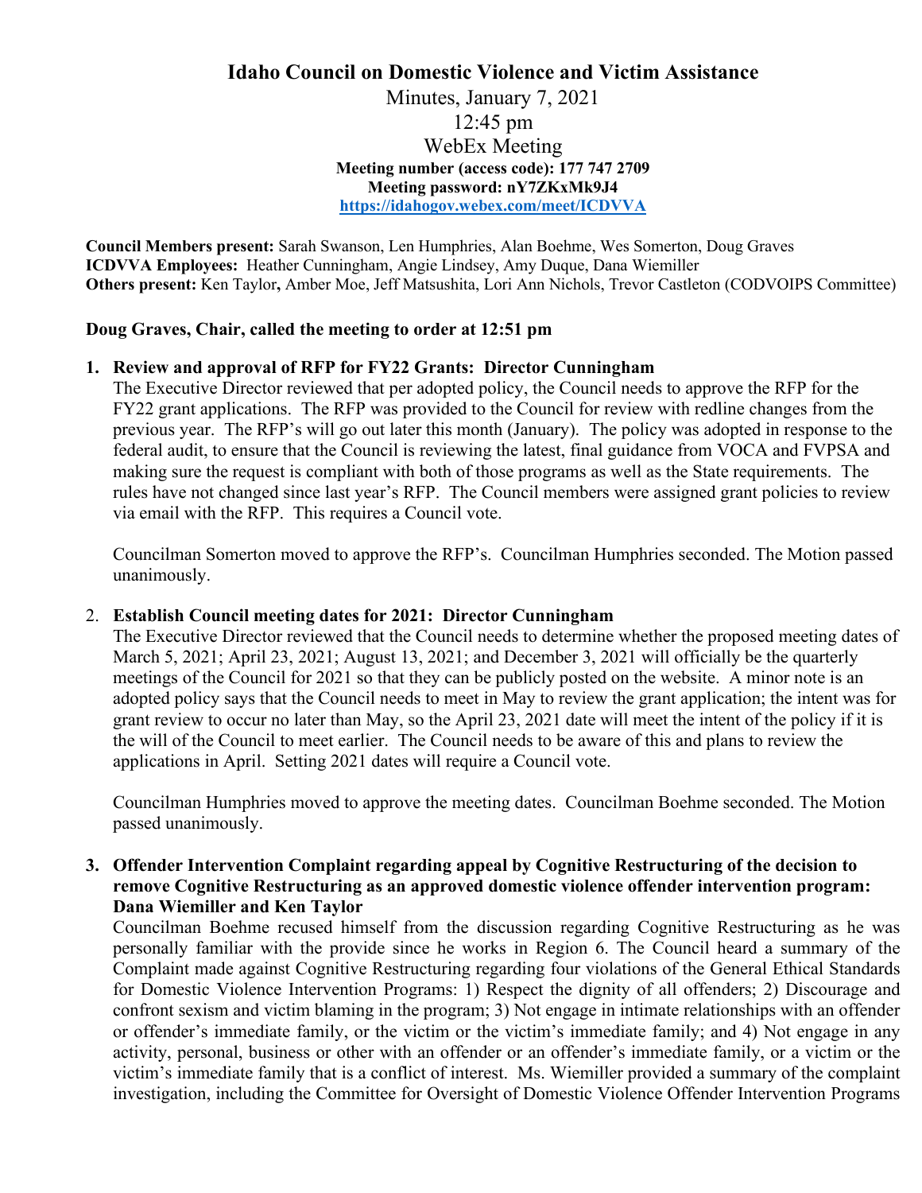# Idaho Council on Domestic Violence and Victim Assistance

Minutes, January 7, 2021
12:45 pm
WebEx Meeting
**Meeting number (access code): 177 747 2709**
**Meeting password: nY7ZKxMk9J4**
**https://idahogov.webex.com/meet/ICDVVA**

**Council Members present:** Sarah Swanson, Len Humphries, Alan Boehme, Wes Somerton, Doug Graves
**ICDVVA Employees:** Heather Cunningham, Angie Lindsey, Amy Duque, Dana Wiemiller
**Others present:** Ken Taylor**,** Amber Moe, Jeff Matsushita, Lori Ann Nichols, Trevor Castleton (CODVOIPS Committee)

**Doug Graves, Chair, called the meeting to order at 12:51 pm**

1. **Review and approval of RFP for FY22 Grants: Director Cunningham**
   The Executive Director reviewed that per adopted policy, the Council needs to approve the RFP for the FY22 grant applications. The RFP was provided to the Council for review with redline changes from the previous year. The RFP's will go out later this month (January). The policy was adopted in response to the federal audit, to ensure that the Council is reviewing the latest, final guidance from VOCA and FVPSA and making sure the request is compliant with both of those programs as well as the State requirements. The rules have not changed since last year's RFP. The Council members were assigned grant policies to review via email with the RFP. This requires a Council vote.

   Councilman Somerton moved to approve the RFP's. Councilman Humphries seconded. The Motion passed unanimously.

2. **Establish Council meeting dates for 2021: Director Cunningham**
   The Executive Director reviewed that the Council needs to determine whether the proposed meeting dates of March 5, 2021; April 23, 2021; August 13, 2021; and December 3, 2021 will officially be the quarterly meetings of the Council for 2021 so that they can be publicly posted on the website. A minor note is an adopted policy says that the Council needs to meet in May to review the grant application; the intent was for grant review to occur no later than May, so the April 23, 2021 date will meet the intent of the policy if it is the will of the Council to meet earlier. The Council needs to be aware of this and plans to review the applications in April. Setting 2021 dates will require a Council vote.

   Councilman Humphries moved to approve the meeting dates. Councilman Boehme seconded. The Motion passed unanimously.

3. **Offender Intervention Complaint regarding appeal by Cognitive Restructuring of the decision to remove Cognitive Restructuring as an approved domestic violence offender intervention program: Dana Wiemiller and Ken Taylor**
   Councilman Boehme recused himself from the discussion regarding Cognitive Restructuring as he was personally familiar with the provide since he works in Region 6. The Council heard a summary of the Complaint made against Cognitive Restructuring regarding four violations of the General Ethical Standards for Domestic Violence Intervention Programs: 1) Respect the dignity of all offenders; 2) Discourage and confront sexism and victim blaming in the program; 3) Not engage in intimate relationships with an offender or offender's immediate family, or the victim or the victim's immediate family; and 4) Not engage in any activity, personal, business or other with an offender or an offender's immediate family, or a victim or the victim's immediate family that is a conflict of interest. Ms. Wiemiller provided a summary of the complaint investigation, including the Committee for Oversight of Domestic Violence Offender Intervention Programs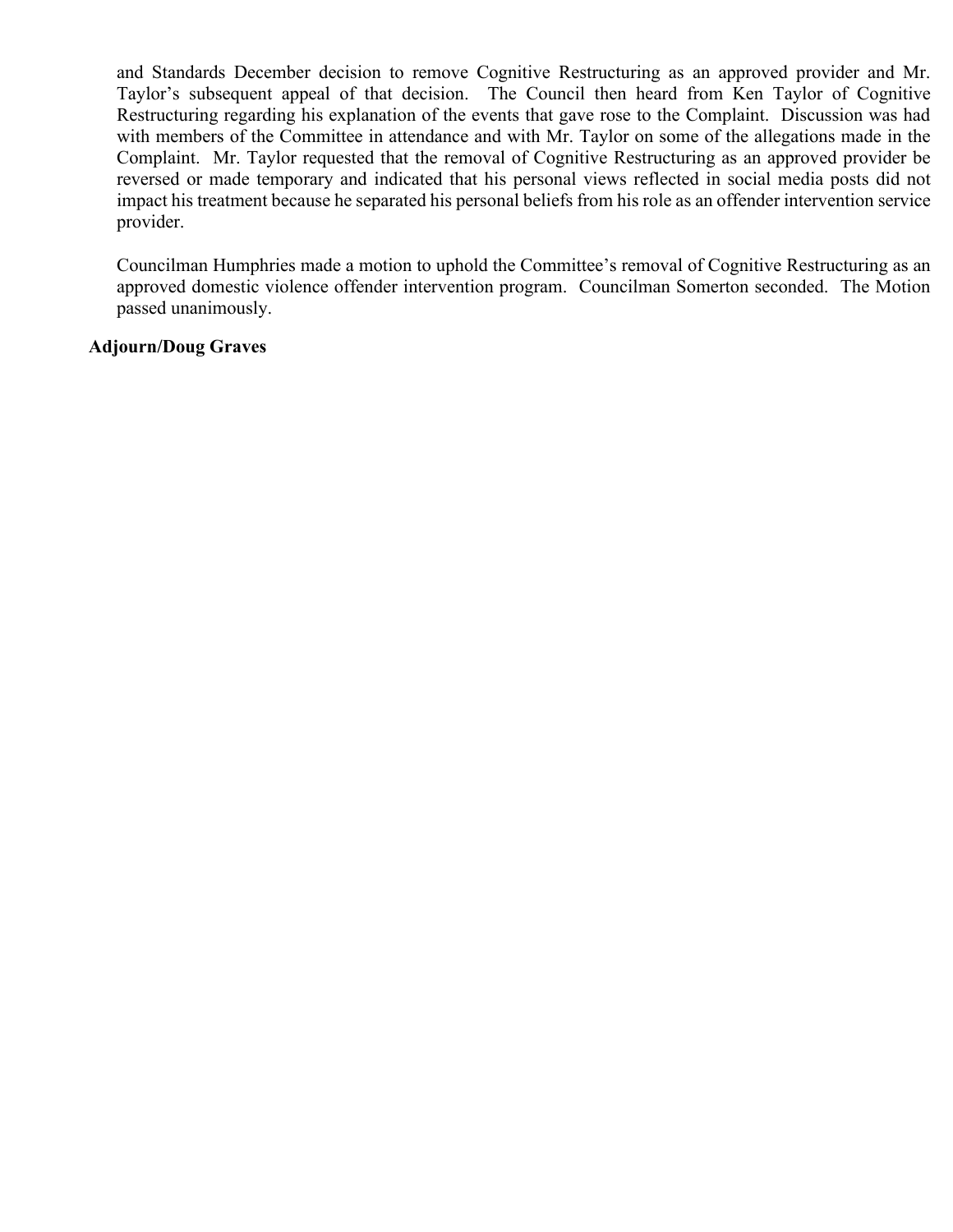and Standards December decision to remove Cognitive Restructuring as an approved provider and Mr. Taylor's subsequent appeal of that decision. The Council then heard from Ken Taylor of Cognitive Restructuring regarding his explanation of the events that gave rose to the Complaint. Discussion was had with members of the Committee in attendance and with Mr. Taylor on some of the allegations made in the Complaint. Mr. Taylor requested that the removal of Cognitive Restructuring as an approved provider be reversed or made temporary and indicated that his personal views reflected in social media posts did not impact his treatment because he separated his personal beliefs from his role as an offender intervention service provider.

Councilman Humphries made a motion to uphold the Committee's removal of Cognitive Restructuring as an approved domestic violence offender intervention program. Councilman Somerton seconded. The Motion passed unanimously.

**Adjourn/Doug Graves**